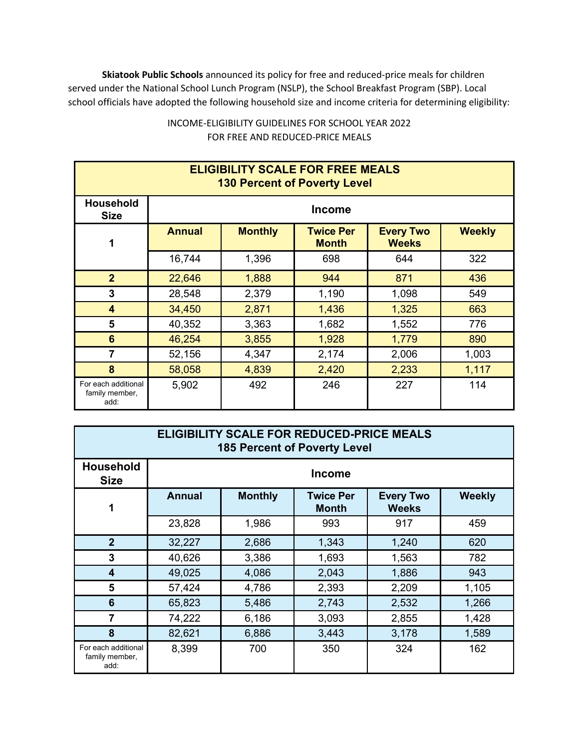**Skiatook Public Schools** announced its policy for free and reduced-price meals for children served under the National School Lunch Program (NSLP), the School Breakfast Program (SBP). Local school officials have adopted the following household size and income criteria for determining eligibility:

INCOME-ELIGIBILITY GUIDELINES FOR SCHOOL YEAR 2022
FOR FREE AND REDUCED-PRICE MEALS

| **ELIGIBILITY SCALE FOR FREE MEALS 130 Percent of Poverty Level** | | | | | |
|---|---|---|---|---|---|
| **Household Size** | **Income** | | | | |
| | **Annual** | **Monthly** | **Twice Per Month** | **Every Two Weeks** | **Weekly** |
| **1** | 16,744 | 1,396 | 698 | 644 | 322 |
| **2** | 22,646 | 1,888 | 944 | 871 | 436 |
| **3** | 28,548 | 2,379 | 1,190 | 1,098 | 549 |
| **4** | 34,450 | 2,871 | 1,436 | 1,325 | 663 |
| **5** | 40,352 | 3,363 | 1,682 | 1,552 | 776 |
| **6** | 46,254 | 3,855 | 1,928 | 1,779 | 890 |
| **7** | 52,156 | 4,347 | 2,174 | 2,006 | 1,003 |
| **8** | 58,058 | 4,839 | 2,420 | 2,233 | 1,117 |
| For each additional family member, add: | 5,902 | 492 | 246 | 227 | 114 |

| **ELIGIBILITY SCALE FOR REDUCED-PRICE MEALS 185 Percent of Poverty Level** | | | | | |
|---|---|---|---|---|---|
| **Household Size** | **Income** | | | | |
| | **Annual** | **Monthly** | **Twice Per Month** | **Every Two Weeks** | **Weekly** |
| **1** | 23,828 | 1,986 | 993 | 917 | 459 |
| **2** | 32,227 | 2,686 | 1,343 | 1,240 | 620 |
| **3** | 40,626 | 3,386 | 1,693 | 1,563 | 782 |
| **4** | 49,025 | 4,086 | 2,043 | 1,886 | 943 |
| **5** | 57,424 | 4,786 | 2,393 | 2,209 | 1,105 |
| **6** | 65,823 | 5,486 | 2,743 | 2,532 | 1,266 |
| **7** | 74,222 | 6,186 | 3,093 | 2,855 | 1,428 |
| **8** | 82,621 | 6,886 | 3,443 | 3,178 | 1,589 |
| For each additional family member, add: | 8,399 | 700 | 350 | 324 | 162 |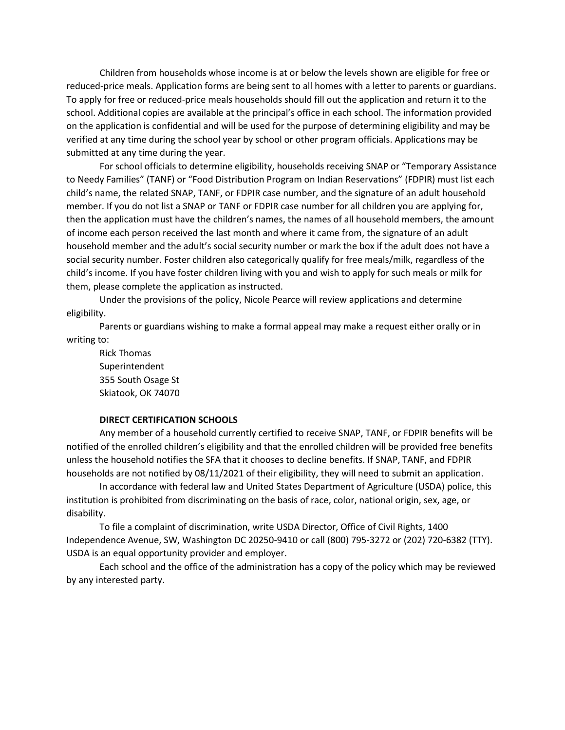Children from households whose income is at or below the levels shown are eligible for free or reduced-price meals. Application forms are being sent to all homes with a letter to parents or guardians. To apply for free or reduced-price meals households should fill out the application and return it to the school. Additional copies are available at the principal's office in each school. The information provided on the application is confidential and will be used for the purpose of determining eligibility and may be verified at any time during the school year by school or other program officials. Applications may be submitted at any time during the year.

For school officials to determine eligibility, households receiving SNAP or "Temporary Assistance to Needy Families" (TANF) or "Food Distribution Program on Indian Reservations" (FDPIR) must list each child's name, the related SNAP, TANF, or FDPIR case number, and the signature of an adult household member. If you do not list a SNAP or TANF or FDPIR case number for all children you are applying for, then the application must have the children's names, the names of all household members, the amount of income each person received the last month and where it came from, the signature of an adult household member and the adult's social security number or mark the box if the adult does not have a social security number. Foster children also categorically qualify for free meals/milk, regardless of the child's income. If you have foster children living with you and wish to apply for such meals or milk for them, please complete the application as instructed.

Under the provisions of the policy, Nicole Pearce will review applications and determine eligibility.

Parents or guardians wishing to make a formal appeal may make a request either orally or in writing to:

Rick Thomas
Superintendent
355 South Osage St
Skiatook, OK 74070

**DIRECT CERTIFICATION SCHOOLS**

Any member of a household currently certified to receive SNAP, TANF, or FDPIR benefits will be notified of the enrolled children's eligibility and that the enrolled children will be provided free benefits unless the household notifies the SFA that it chooses to decline benefits. If SNAP, TANF, and FDPIR households are not notified by 08/11/2021 of their eligibility, they will need to submit an application.

In accordance with federal law and United States Department of Agriculture (USDA) police, this institution is prohibited from discriminating on the basis of race, color, national origin, sex, age, or disability.

To file a complaint of discrimination, write USDA Director, Office of Civil Rights, 1400 Independence Avenue, SW, Washington DC 20250-9410 or call (800) 795-3272 or (202) 720-6382 (TTY). USDA is an equal opportunity provider and employer.

Each school and the office of the administration has a copy of the policy which may be reviewed by any interested party.